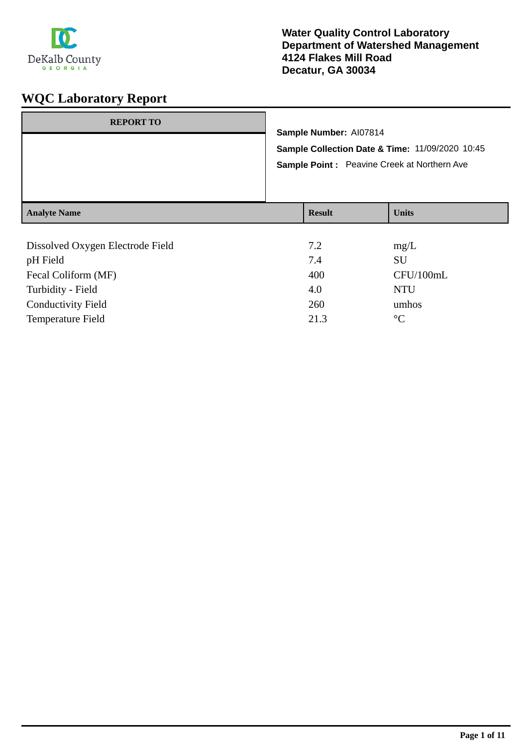DeKalb County
GEORGIA

**Water Quality Control Laboratory**
**Department of Watershed Management**
**4124 Flakes Mill Road**
**Decatur, GA 30034**

# WQC Laboratory Report

| REPORT TO |
|---|
| |

**Sample Number:** AI07814

**Sample Collection Date & Time:** 11/09/2020 10:45

**Sample Point :** Peavine Creek at Northern Ave

| Analyte Name | Result | Units |
|---|---|---|
| Dissolved Oxygen Electrode Field | 7.2 | mg/L |
| pH Field | 7.4 | SU |
| Fecal Coliform (MF) | 400 | CFU/100mL |
| Turbidity - Field | 4.0 | NTU |
| Conductivity Field | 260 | umhos |
| Temperature Field | 21.3 | °C |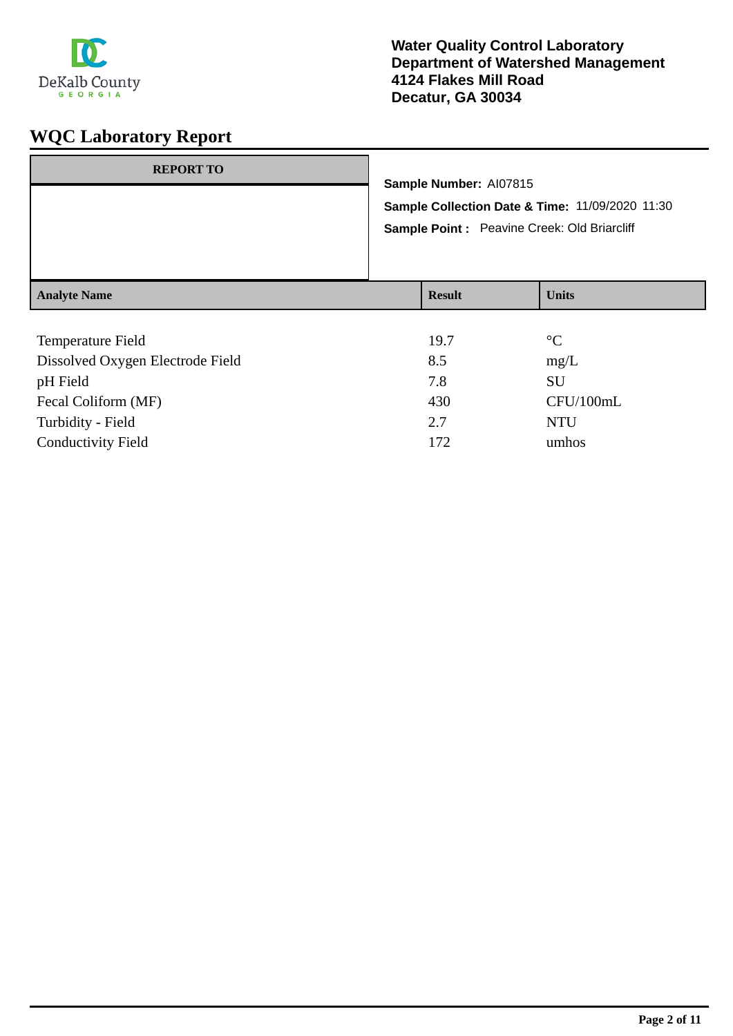**Water Quality Control Laboratory**
**Department of Watershed Management**
**4124 Flakes Mill Road**
**Decatur, GA 30034**

# WQC Laboratory Report

| REPORT TO |
|---|
| |

**Sample Number:** AI07815

**Sample Collection Date & Time:** 11/09/2020 11:30

**Sample Point :** Peavine Creek: Old Briarcliff

| Analyte Name | Result | Units |
|---|---|---|
| Temperature Field | 19.7 | °C |
| Dissolved Oxygen Electrode Field | 8.5 | mg/L |
| pH Field | 7.8 | SU |
| Fecal Coliform (MF) | 430 | CFU/100mL |
| Turbidity - Field | 2.7 | NTU |
| Conductivity Field | 172 | umhos |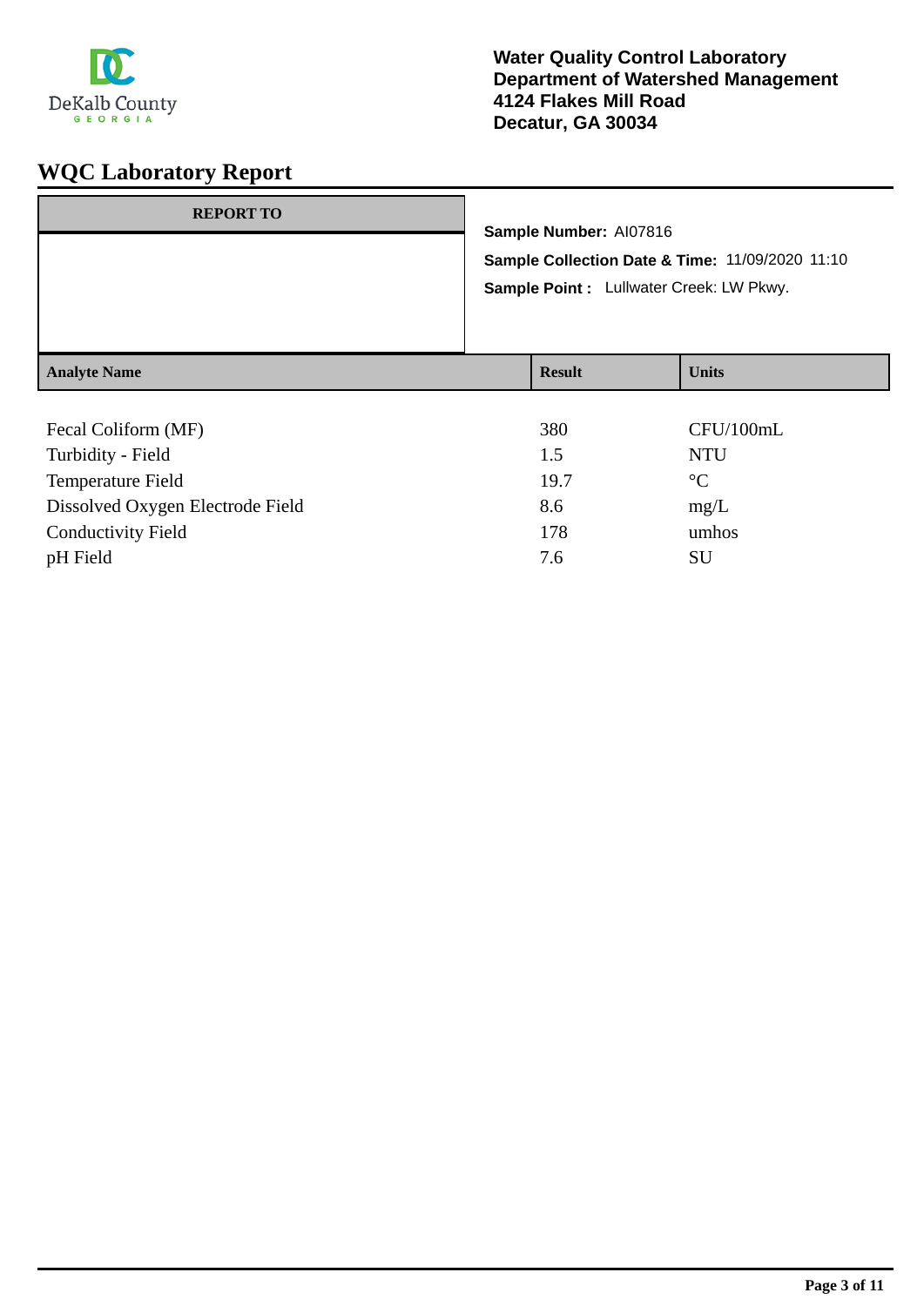DeKalb County
GEORGIA

**Water Quality Control Laboratory**
**Department of Watershed Management**
**4124 Flakes Mill Road**
**Decatur, GA 30034**

# WQC Laboratory Report

| REPORT TO |
|---|
| |

**Sample Number:** AI07816

**Sample Collection Date & Time:** 11/09/2020 11:10

**Sample Point :** Lullwater Creek: LW Pkwy.

| Analyte Name | Result | Units |
|---|---|---|
| Fecal Coliform (MF) | 380 | CFU/100mL |
| Turbidity - Field | 1.5 | NTU |
| Temperature Field | 19.7 | °C |
| Dissolved Oxygen Electrode Field | 8.6 | mg/L |
| Conductivity Field | 178 | umhos |
| pH Field | 7.6 | SU |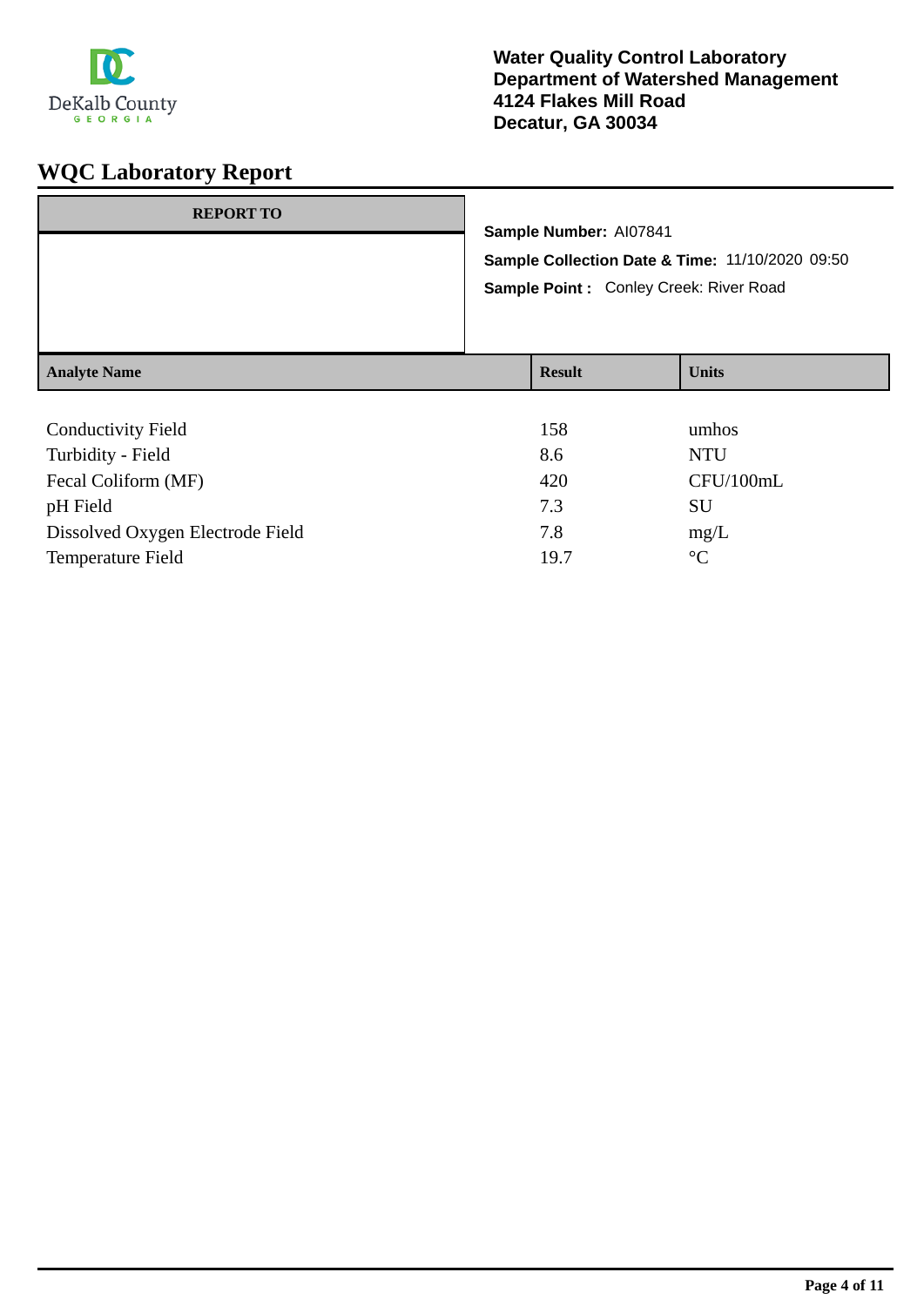DeKalb County
GEORGIA

**Water Quality Control Laboratory**
**Department of Watershed Management**
**4124 Flakes Mill Road**
**Decatur, GA 30034**

# WQC Laboratory Report

| REPORT TO |
|---|
| |

**Sample Number:** AI07841

**Sample Collection Date & Time:** 11/10/2020 09:50

**Sample Point :** Conley Creek: River Road

| Analyte Name | Result | Units |
|---|---|---|
| Conductivity Field | 158 | umhos |
| Turbidity - Field | 8.6 | NTU |
| Fecal Coliform (MF) | 420 | CFU/100mL |
| pH Field | 7.3 | SU |
| Dissolved Oxygen Electrode Field | 7.8 | mg/L |
| Temperature Field | 19.7 | °C |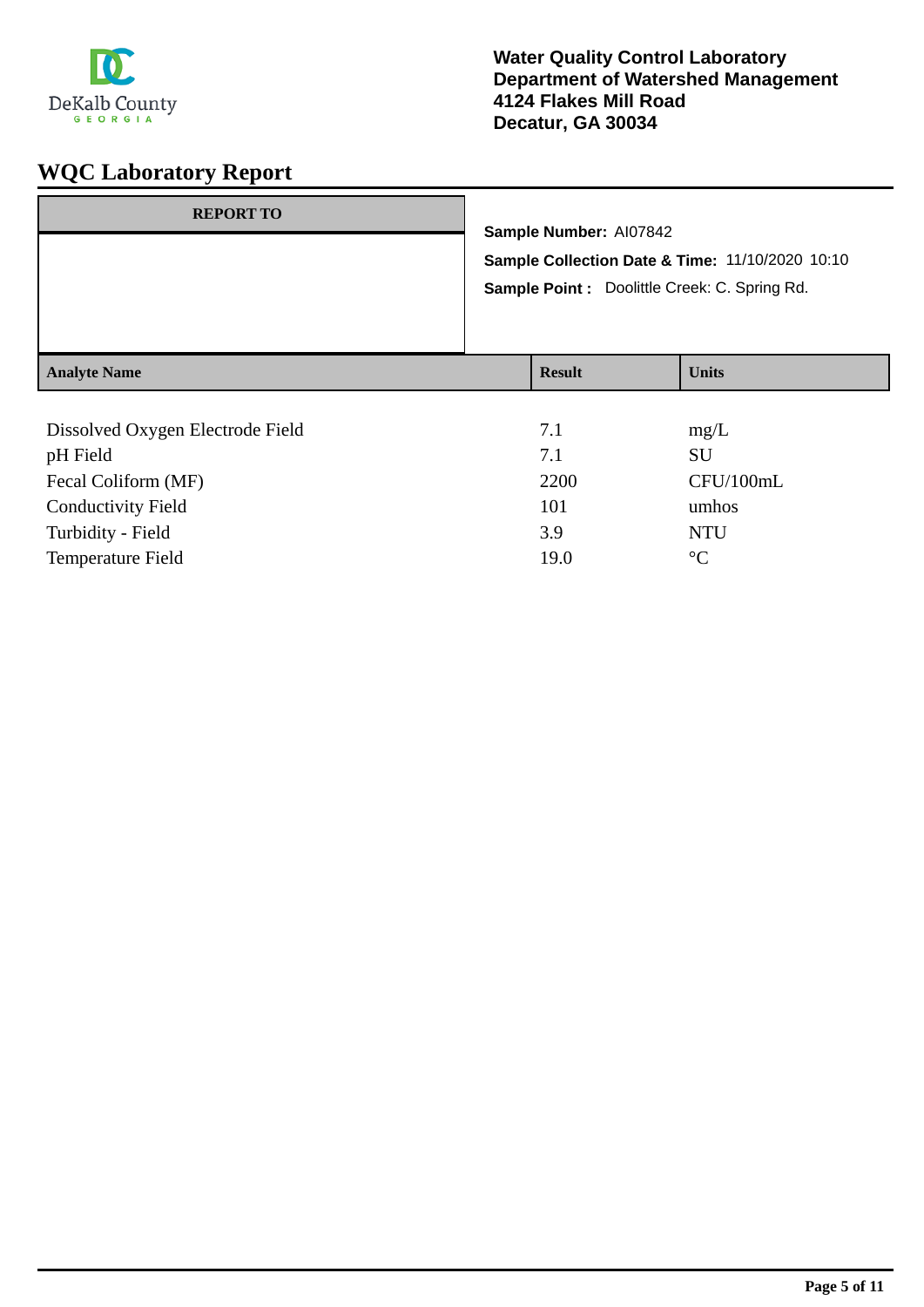**Water Quality Control Laboratory**
**Department of Watershed Management**
**4124 Flakes Mill Road**
**Decatur, GA 30034**

# WQC Laboratory Report

| REPORT TO |
|---|
| |

**Sample Number:** AI07842

**Sample Collection Date & Time:** 11/10/2020 10:10

**Sample Point :** Doolittle Creek: C. Spring Rd.

| Analyte Name | Result | Units |
|---|---|---|
| Dissolved Oxygen Electrode Field | 7.1 | mg/L |
| pH Field | 7.1 | SU |
| Fecal Coliform (MF) | 2200 | CFU/100mL |
| Conductivity Field | 101 | umhos |
| Turbidity - Field | 3.9 | NTU |
| Temperature Field | 19.0 | °C |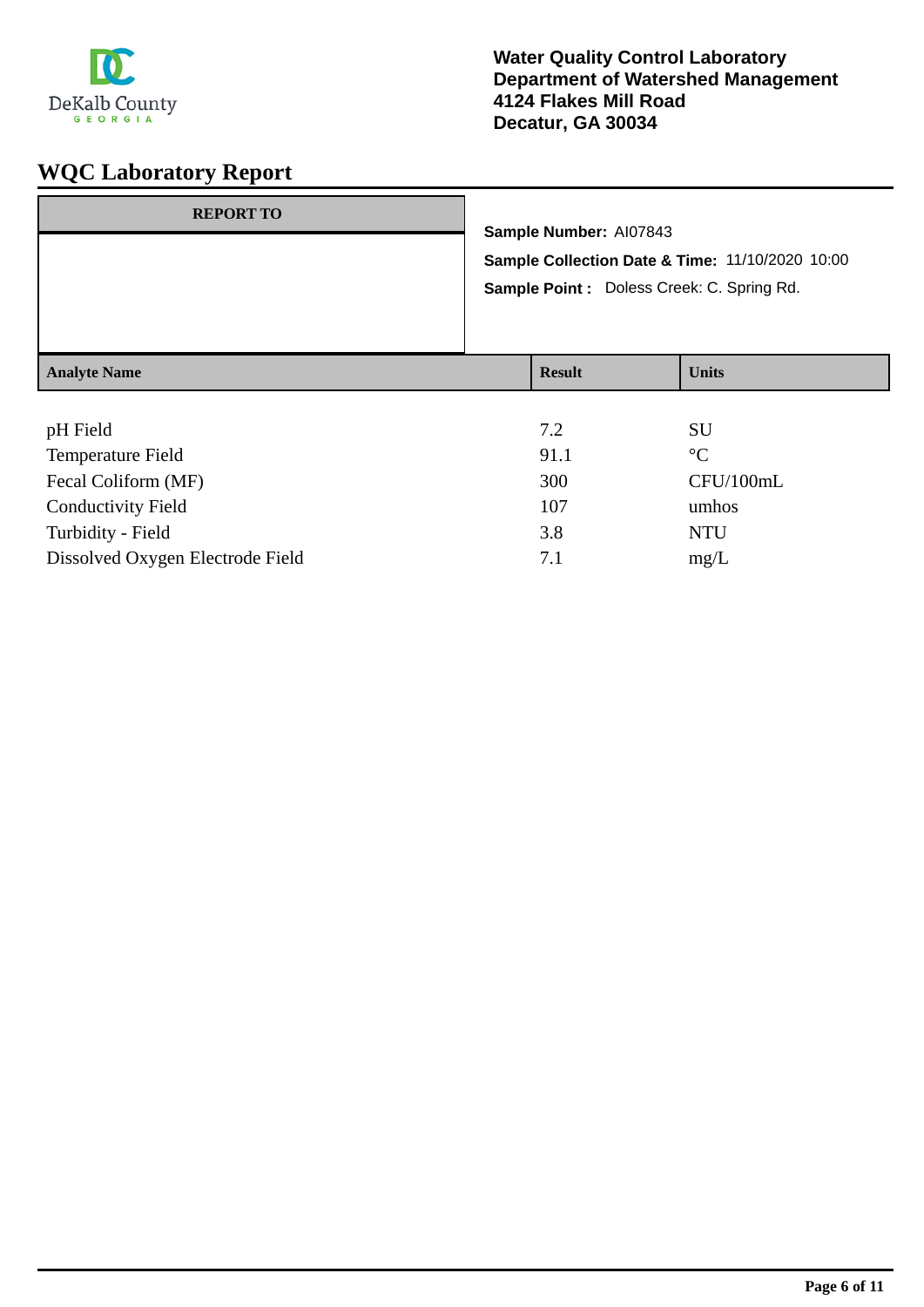DeKalb County
GEORGIA

**Water Quality Control Laboratory**
**Department of Watershed Management**
**4124 Flakes Mill Road**
**Decatur, GA 30034**

# WQC Laboratory Report

| REPORT TO |
|---|
| |

**Sample Number:** AI07843

**Sample Collection Date & Time:** 11/10/2020 10:00

**Sample Point :** Doless Creek: C. Spring Rd.

| Analyte Name | Result | Units |
|---|---|---|
| pH Field | 7.2 | SU |
| Temperature Field | 91.1 | °C |
| Fecal Coliform (MF) | 300 | CFU/100mL |
| Conductivity Field | 107 | umhos |
| Turbidity - Field | 3.8 | NTU |
| Dissolved Oxygen Electrode Field | 7.1 | mg/L |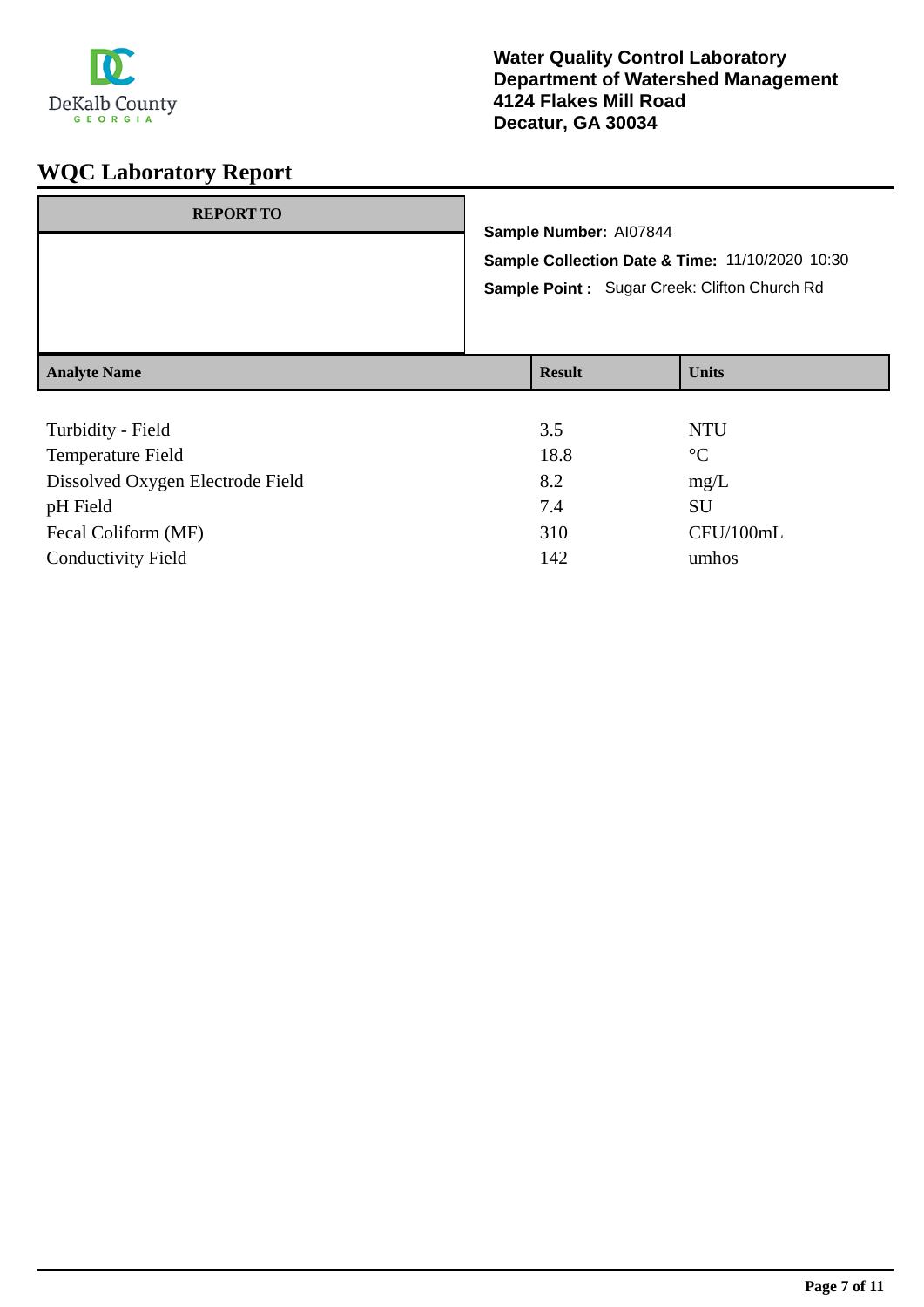DeKalb County
GEORGIA

**Water Quality Control Laboratory**
**Department of Watershed Management**
**4124 Flakes Mill Road**
**Decatur, GA 30034**

# WQC Laboratory Report

| REPORT TO |
|---|
| |

**Sample Number:** AI07844

**Sample Collection Date & Time:** 11/10/2020 10:30

**Sample Point :** Sugar Creek: Clifton Church Rd

| Analyte Name | Result | Units |
|---|---|---|
| Turbidity - Field | 3.5 | NTU |
| Temperature Field | 18.8 | °C |
| Dissolved Oxygen Electrode Field | 8.2 | mg/L |
| pH Field | 7.4 | SU |
| Fecal Coliform (MF) | 310 | CFU/100mL |
| Conductivity Field | 142 | umhos |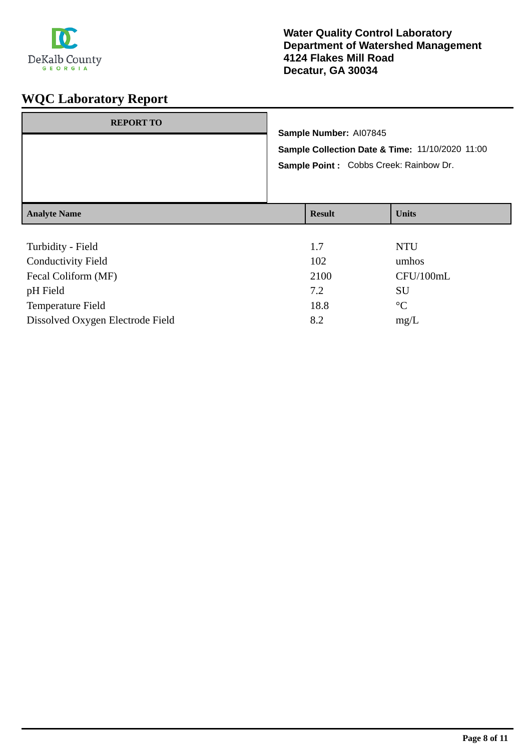**Water Quality Control Laboratory**
**Department of Watershed Management**
**4124 Flakes Mill Road**
**Decatur, GA 30034**

# WQC Laboratory Report

**REPORT TO**

**Sample Number:** AI07845

**Sample Collection Date & Time:** 11/10/2020 11:00

**Sample Point :** Cobbs Creek: Rainbow Dr.

| Analyte Name | Result | Units |
|---|---|---|
| Turbidity - Field | 1.7 | NTU |
| Conductivity Field | 102 | umhos |
| Fecal Coliform (MF) | 2100 | CFU/100mL |
| pH Field | 7.2 | SU |
| Temperature Field | 18.8 | °C |
| Dissolved Oxygen Electrode Field | 8.2 | mg/L |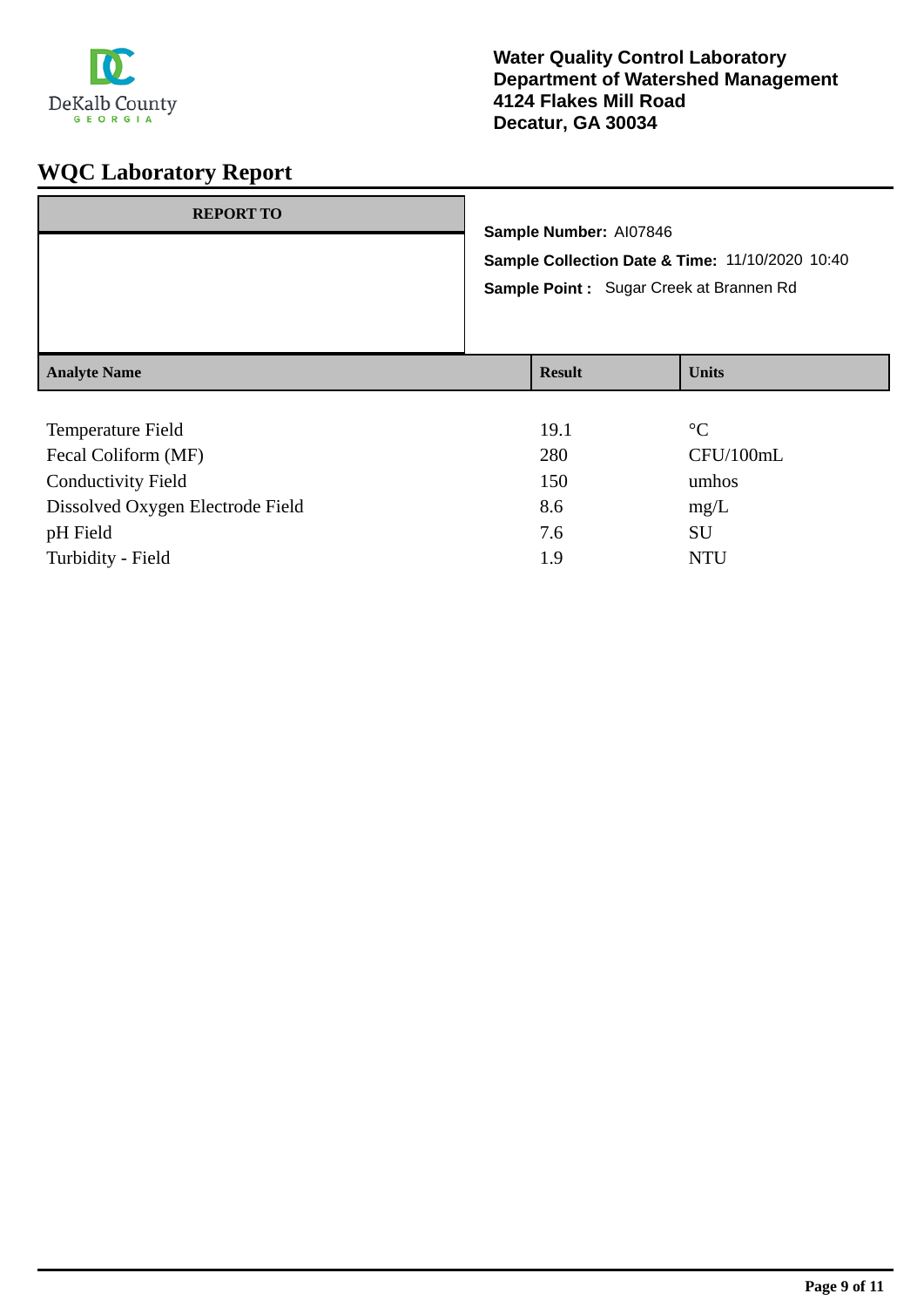**Water Quality Control Laboratory**
**Department of Watershed Management**
**4124 Flakes Mill Road**
**Decatur, GA 30034**

# WQC Laboratory Report

| REPORT TO |
|---|
| |

**Sample Number:** AI07846

**Sample Collection Date & Time:** 11/10/2020 10:40

**Sample Point :** Sugar Creek at Brannen Rd

| Analyte Name | Result | Units |
|---|---|---|
| Temperature Field | 19.1 | °C |
| Fecal Coliform (MF) | 280 | CFU/100mL |
| Conductivity Field | 150 | umhos |
| Dissolved Oxygen Electrode Field | 8.6 | mg/L |
| pH Field | 7.6 | SU |
| Turbidity - Field | 1.9 | NTU |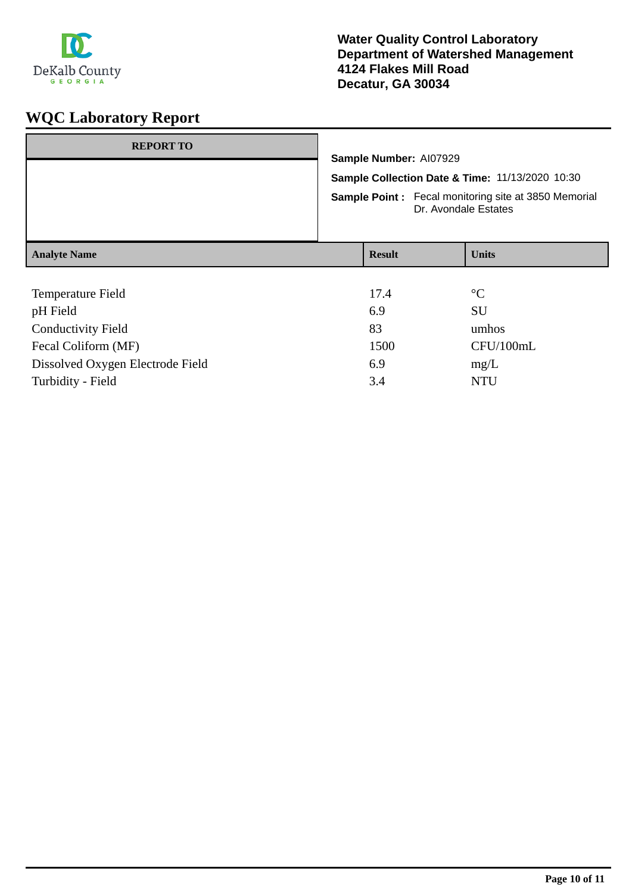**Water Quality Control Laboratory**
**Department of Watershed Management**
**4124 Flakes Mill Road**
**Decatur, GA 30034**

# WQC Laboratory Report

| REPORT TO |
|---|
| |

**Sample Number:** AI07929

**Sample Collection Date & Time:** 11/13/2020 10:30

**Sample Point :** Fecal monitoring site at 3850 Memorial Dr. Avondale Estates

| Analyte Name | Result | Units |
|---|---|---|
| Temperature Field | 17.4 | °C |
| pH Field | 6.9 | SU |
| Conductivity Field | 83 | umhos |
| Fecal Coliform (MF) | 1500 | CFU/100mL |
| Dissolved Oxygen Electrode Field | 6.9 | mg/L |
| Turbidity - Field | 3.4 | NTU |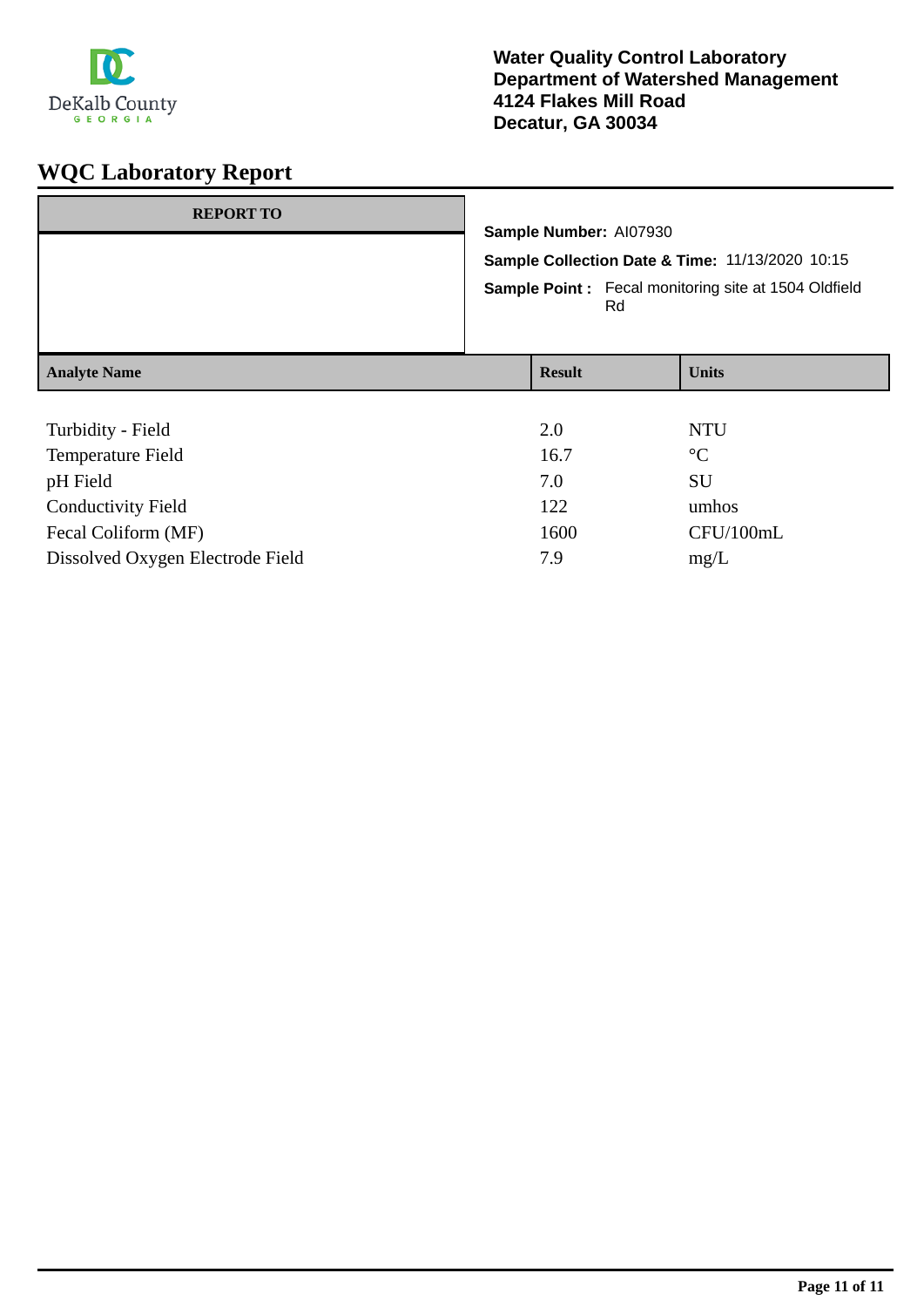Water Quality Control Laboratory
Department of Watershed Management
4124 Flakes Mill Road
Decatur, GA 30034

# WQC Laboratory Report

**REPORT TO**

**Sample Number:** AI07930

**Sample Collection Date & Time:** 11/13/2020 10:15

**Sample Point :** Fecal monitoring site at 1504 Oldfield Rd

| Analyte Name | Result | Units |
|---|---|---|
| Turbidity - Field | 2.0 | NTU |
| Temperature Field | 16.7 | °C |
| pH Field | 7.0 | SU |
| Conductivity Field | 122 | umhos |
| Fecal Coliform (MF) | 1600 | CFU/100mL |
| Dissolved Oxygen Electrode Field | 7.9 | mg/L |